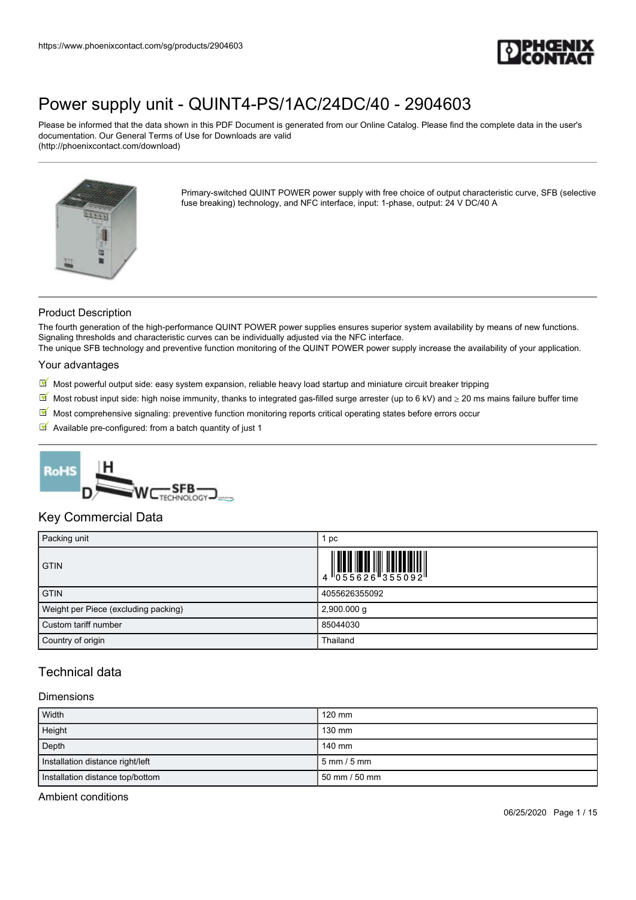# Power supply unit - QUINT4-PS/1AC/24DC/40 - 2904603

Please be informed that the data shown in this PDF Document is generated from our Online Catalog. Please find the complete data in the user's documentation. Our General Terms of Use for Downloads are valid (http://phoenixcontact.com/download)

Primary-switched QUINT POWER power supply with free choice of output characteristic curve, SFB (selective fuse breaking) technology, and NFC interface, input: 1-phase, output: 24 V DC/40 A

## Product Description

The fourth generation of the high-performance QUINT POWER power supplies ensures superior system availability by means of new functions. Signaling thresholds and characteristic curves can be individually adjusted via the NFC interface.
The unique SFB technology and preventive function monitoring of the QUINT POWER power supply increase the availability of your application.

### Your advantages

- Most powerful output side: easy system expansion, reliable heavy load startup and miniature circuit breaker tripping
- Most robust input side: high noise immunity, thanks to integrated gas-filled surge arrester (up to 6 kV) and ≥ 20 ms mains failure buffer time
- Most comprehensive signaling: preventive function monitoring reports critical operating states before errors occur
- Available pre-configured: from a batch quantity of just 1

## Key Commercial Data

| | |
|---|---|
| Packing unit | 1 pc |
| GTIN | 4 055626 355092 |
| GTIN | 4055626355092 |
| Weight per Piece (excluding packing) | 2,900.000 g |
| Custom tariff number | 85044030 |
| Country of origin | Thailand |

## Technical data

### Dimensions

| | |
|---|---|
| Width | 120 mm |
| Height | 130 mm |
| Depth | 140 mm |
| Installation distance right/left | 5 mm / 5 mm |
| Installation distance top/bottom | 50 mm / 50 mm |

### Ambient conditions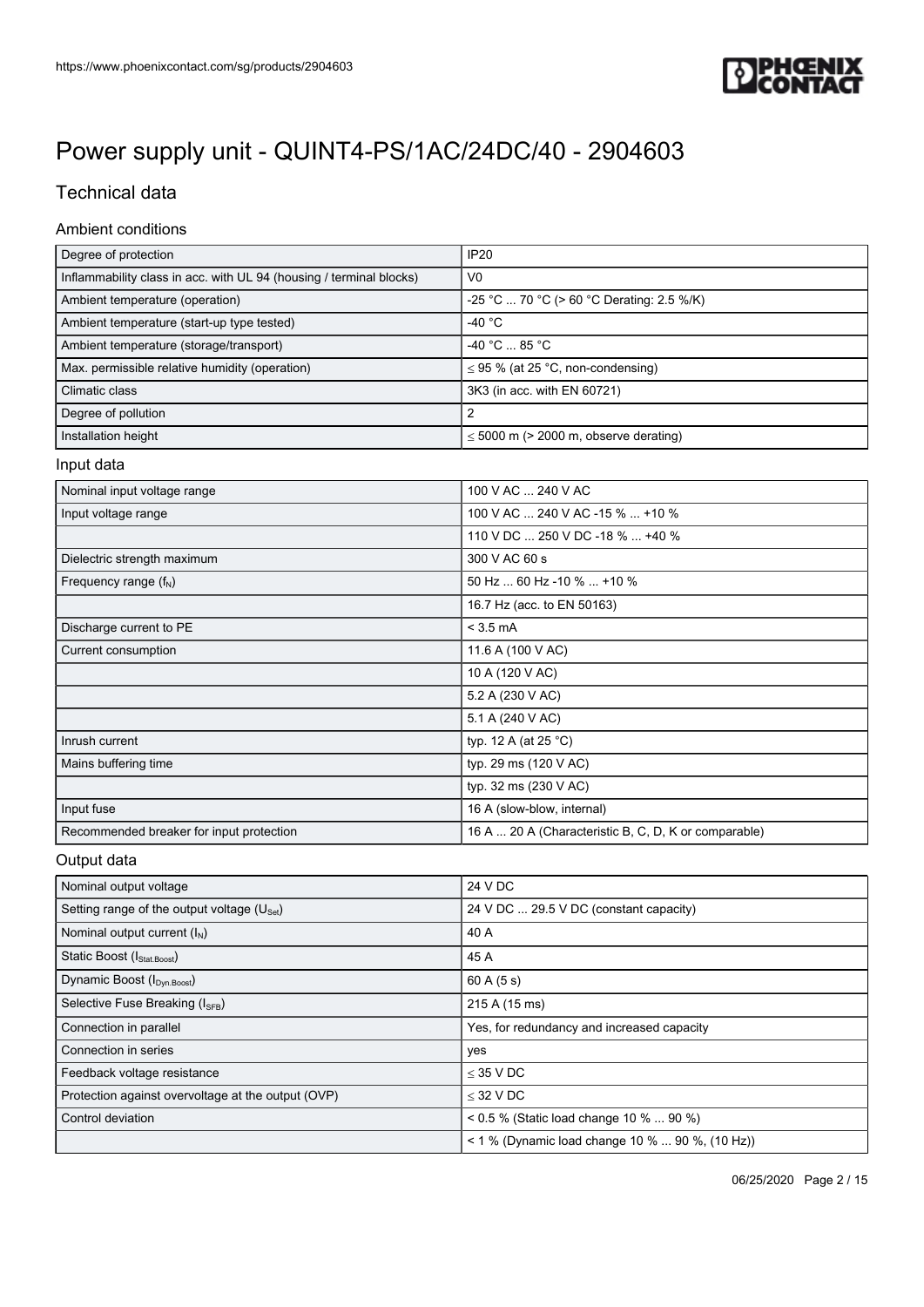# Power supply unit - QUINT4-PS/1AC/24DC/40 - 2904603

## Technical data

### Ambient conditions

| | |
|---|---|
| Degree of protection | IP20 |
| Inflammability class in acc. with UL 94 (housing / terminal blocks) | V0 |
| Ambient temperature (operation) | -25 °C ... 70 °C (> 60 °C Derating: 2.5 %/K) |
| Ambient temperature (start-up type tested) | -40 °C |
| Ambient temperature (storage/transport) | -40 °C ... 85 °C |
| Max. permissible relative humidity (operation) | ≤ 95 % (at 25 °C, non-condensing) |
| Climatic class | 3K3 (in acc. with EN 60721) |
| Degree of pollution | 2 |
| Installation height | ≤ 5000 m (> 2000 m, observe derating) |

### Input data

| | |
|---|---|
| Nominal input voltage range | 100 V AC ... 240 V AC |
| Input voltage range | 100 V AC ... 240 V AC -15 % ... +10 % |
| | 110 V DC ... 250 V DC -18 % ... +40 % |
| Dielectric strength maximum | 300 V AC 60 s |
| Frequency range ($f_N$) | 50 Hz ... 60 Hz -10 % ... +10 % |
| | 16.7 Hz (acc. to EN 50163) |
| Discharge current to PE | < 3.5 mA |
| Current consumption | 11.6 A (100 V AC) |
| | 10 A (120 V AC) |
| | 5.2 A (230 V AC) |
| | 5.1 A (240 V AC) |
| Inrush current | typ. 12 A (at 25 °C) |
| Mains buffering time | typ. 29 ms (120 V AC) |
| | typ. 32 ms (230 V AC) |
| Input fuse | 16 A (slow-blow, internal) |
| Recommended breaker for input protection | 16 A ... 20 A (Characteristic B, C, D, K or comparable) |

### Output data

| | |
|---|---|
| Nominal output voltage | 24 V DC |
| Setting range of the output voltage ($U_{Set}$) | 24 V DC ... 29.5 V DC (constant capacity) |
| Nominal output current ($I_N$) | 40 A |
| Static Boost ($I_{Stat.Boost}$) | 45 A |
| Dynamic Boost ($I_{Dyn.Boost}$) | 60 A (5 s) |
| Selective Fuse Breaking ($I_{SFB}$) | 215 A (15 ms) |
| Connection in parallel | Yes, for redundancy and increased capacity |
| Connection in series | yes |
| Feedback voltage resistance | ≤ 35 V DC |
| Protection against overvoltage at the output (OVP) | ≤ 32 V DC |
| Control deviation | < 0.5 % (Static load change 10 % ... 90 %) |
| | < 1 % (Dynamic load change 10 % ... 90 %, (10 Hz)) |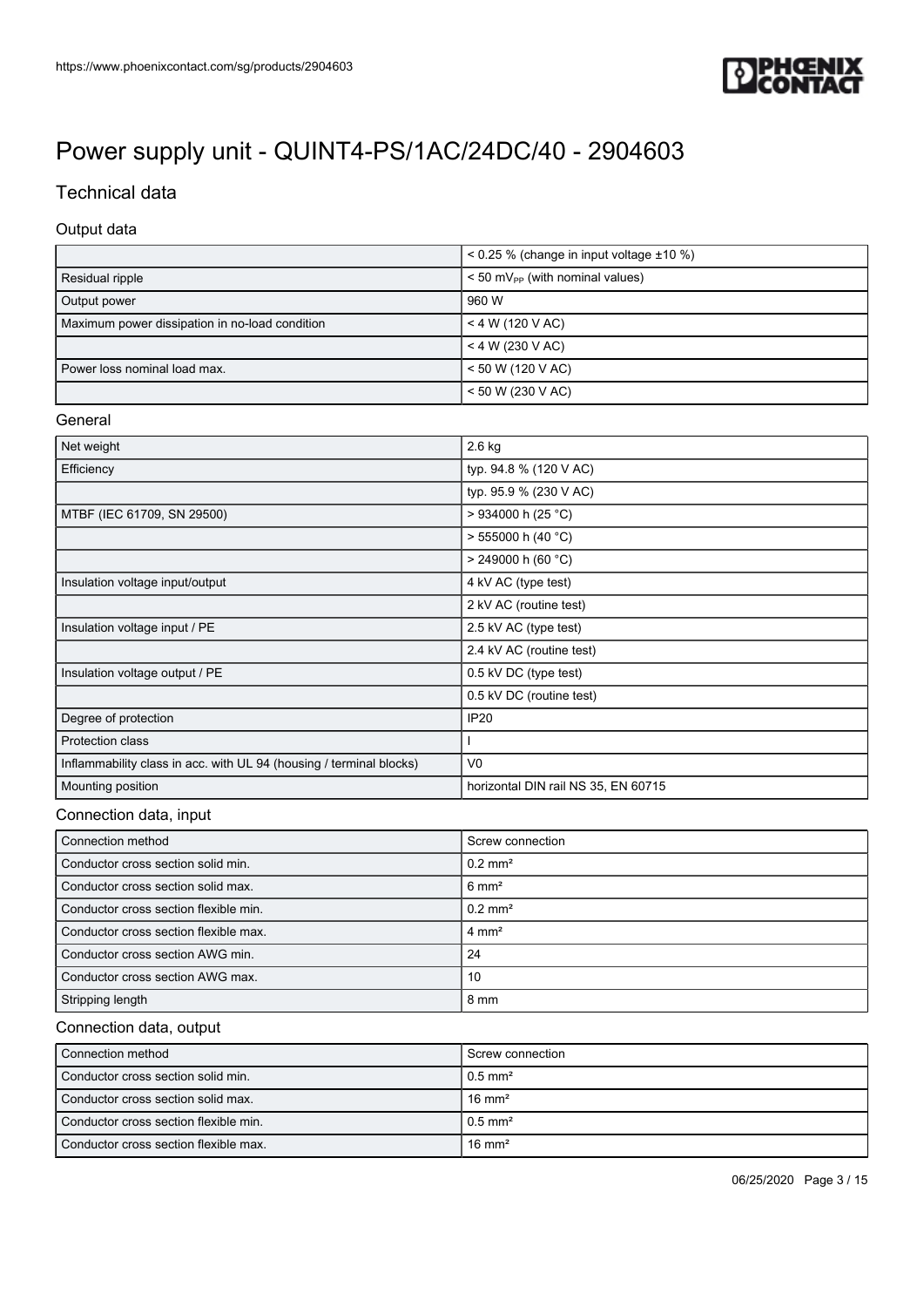# Power supply unit - QUINT4-PS/1AC/24DC/40 - 2904603

## Technical data

### Output data

| | |
|---|---|
| | < 0.25 % (change in input voltage ±10 %) |
| Residual ripple | < 50 $mV_{PP}$ (with nominal values) |
| Output power | 960 W |
| Maximum power dissipation in no-load condition | < 4 W (120 V AC) |
| | < 4 W (230 V AC) |
| Power loss nominal load max. | < 50 W (120 V AC) |
| | < 50 W (230 V AC) |

### General

| | |
|---|---|
| Net weight | 2.6 kg |
| Efficiency | typ. 94.8 % (120 V AC) |
| | typ. 95.9 % (230 V AC) |
| MTBF (IEC 61709, SN 29500) | > 934000 h (25 °C) |
| | > 555000 h (40 °C) |
| | > 249000 h (60 °C) |
| Insulation voltage input/output | 4 kV AC (type test) |
| | 2 kV AC (routine test) |
| Insulation voltage input / PE | 2.5 kV AC (type test) |
| | 2.4 kV AC (routine test) |
| Insulation voltage output / PE | 0.5 kV DC (type test) |
| | 0.5 kV DC (routine test) |
| Degree of protection | IP20 |
| Protection class | I |
| Inflammability class in acc. with UL 94 (housing / terminal blocks) | V0 |
| Mounting position | horizontal DIN rail NS 35, EN 60715 |

### Connection data, input

| | |
|---|---|
| Connection method | Screw connection |
| Conductor cross section solid min. | 0.2 mm² |
| Conductor cross section solid max. | 6 mm² |
| Conductor cross section flexible min. | 0.2 mm² |
| Conductor cross section flexible max. | 4 mm² |
| Conductor cross section AWG min. | 24 |
| Conductor cross section AWG max. | 10 |
| Stripping length | 8 mm |

### Connection data, output

| | |
|---|---|
| Connection method | Screw connection |
| Conductor cross section solid min. | 0.5 mm² |
| Conductor cross section solid max. | 16 mm² |
| Conductor cross section flexible min. | 0.5 mm² |
| Conductor cross section flexible max. | 16 mm² |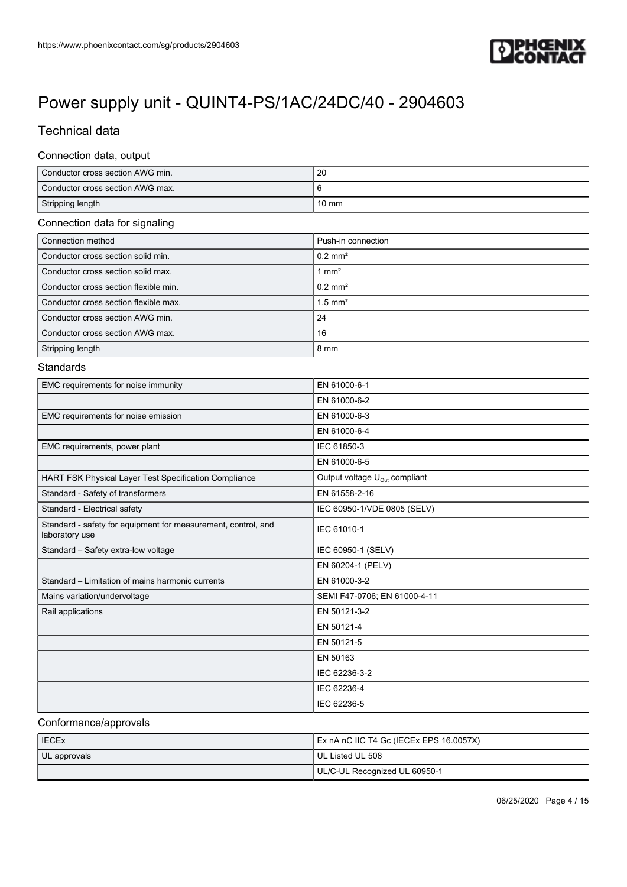# Power supply unit - QUINT4-PS/1AC/24DC/40 - 2904603

## Technical data

### Connection data, output

| | |
|---|---|
| Conductor cross section AWG min. | 20 |
| Conductor cross section AWG max. | 6 |
| Stripping length | 10 mm |

### Connection data for signaling

| | |
|---|---|
| Connection method | Push-in connection |
| Conductor cross section solid min. | 0.2 mm² |
| Conductor cross section solid max. | 1 mm² |
| Conductor cross section flexible min. | 0.2 mm² |
| Conductor cross section flexible max. | 1.5 mm² |
| Conductor cross section AWG min. | 24 |
| Conductor cross section AWG max. | 16 |
| Stripping length | 8 mm |

### Standards

| | |
|---|---|
| EMC requirements for noise immunity | EN 61000-6-1 |
| | EN 61000-6-2 |
| EMC requirements for noise emission | EN 61000-6-3 |
| | EN 61000-6-4 |
| EMC requirements, power plant | IEC 61850-3 |
| | EN 61000-6-5 |
| HART FSK Physical Layer Test Specification Compliance | Output voltage $U_{Out}$ compliant |
| Standard - Safety of transformers | EN 61558-2-16 |
| Standard - Electrical safety | IEC 60950-1/VDE 0805 (SELV) |
| Standard - safety for equipment for measurement, control, and laboratory use | IEC 61010-1 |
| Standard – Safety extra-low voltage | IEC 60950-1 (SELV) |
| | EN 60204-1 (PELV) |
| Standard – Limitation of mains harmonic currents | EN 61000-3-2 |
| Mains variation/undervoltage | SEMI F47-0706; EN 61000-4-11 |
| Rail applications | EN 50121-3-2 |
| | EN 50121-4 |
| | EN 50121-5 |
| | EN 50163 |
| | IEC 62236-3-2 |
| | IEC 62236-4 |
| | IEC 62236-5 |

### Conformance/approvals

| | |
|---|---|
| IECEx | Ex nA nC IIC T4 Gc (IECEx EPS 16.0057X) |
| UL approvals | UL Listed UL 508 |
| | UL/C-UL Recognized UL 60950-1 |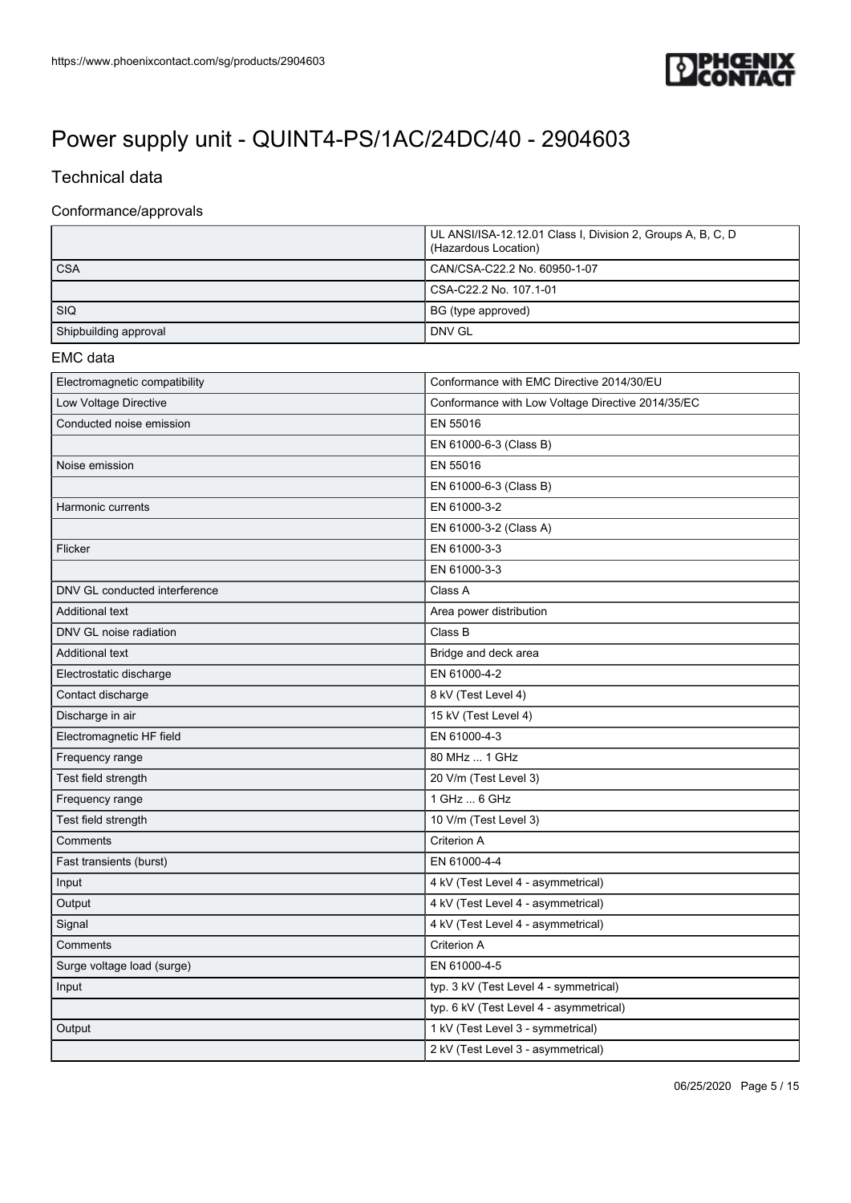# Power supply unit - QUINT4-PS/1AC/24DC/40 - 2904603

## Technical data

### Conformance/approvals

| | |
|---|---|
| | UL ANSI/ISA-12.12.01 Class I, Division 2, Groups A, B, C, D (Hazardous Location) |
| CSA | CAN/CSA-C22.2 No. 60950-1-07 |
| | CSA-C22.2 No. 107.1-01 |
| SIQ | BG (type approved) |
| Shipbuilding approval | DNV GL |

### EMC data

| | |
|---|---|
| Electromagnetic compatibility | Conformance with EMC Directive 2014/30/EU |
| Low Voltage Directive | Conformance with Low Voltage Directive 2014/35/EC |
| Conducted noise emission | EN 55016 |
| | EN 61000-6-3 (Class B) |
| Noise emission | EN 55016 |
| | EN 61000-6-3 (Class B) |
| Harmonic currents | EN 61000-3-2 |
| | EN 61000-3-2 (Class A) |
| Flicker | EN 61000-3-3 |
| | EN 61000-3-3 |
| DNV GL conducted interference | Class A |
| Additional text | Area power distribution |
| DNV GL noise radiation | Class B |
| Additional text | Bridge and deck area |
| Electrostatic discharge | EN 61000-4-2 |
| Contact discharge | 8 kV (Test Level 4) |
| Discharge in air | 15 kV (Test Level 4) |
| Electromagnetic HF field | EN 61000-4-3 |
| Frequency range | 80 MHz ... 1 GHz |
| Test field strength | 20 V/m (Test Level 3) |
| Frequency range | 1 GHz ... 6 GHz |
| Test field strength | 10 V/m (Test Level 3) |
| Comments | Criterion A |
| Fast transients (burst) | EN 61000-4-4 |
| Input | 4 kV (Test Level 4 - asymmetrical) |
| Output | 4 kV (Test Level 4 - asymmetrical) |
| Signal | 4 kV (Test Level 4 - asymmetrical) |
| Comments | Criterion A |
| Surge voltage load (surge) | EN 61000-4-5 |
| Input | typ. 3 kV (Test Level 4 - symmetrical) |
| | typ. 6 kV (Test Level 4 - asymmetrical) |
| Output | 1 kV (Test Level 3 - symmetrical) |
| | 2 kV (Test Level 3 - asymmetrical) |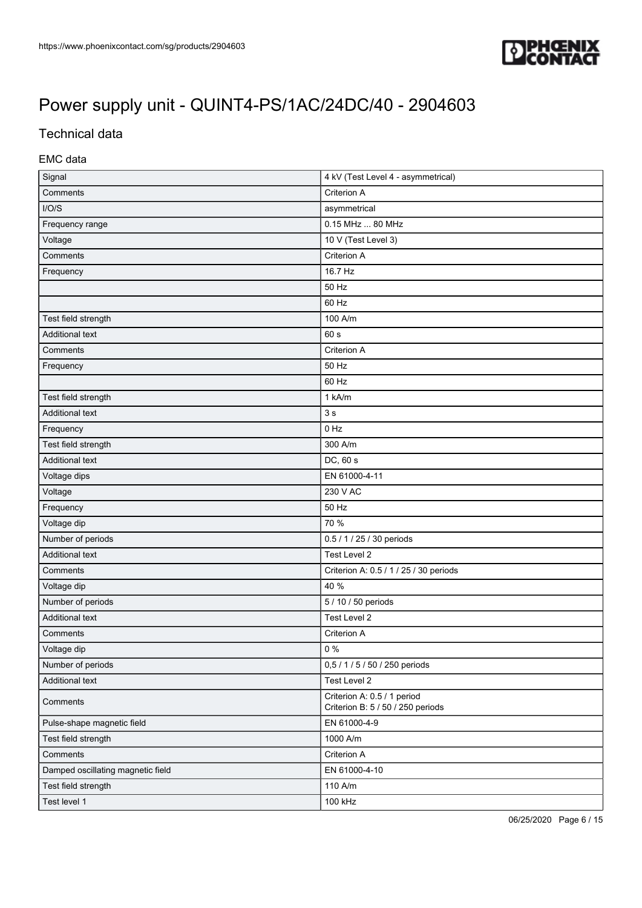# Power supply unit - QUINT4-PS/1AC/24DC/40 - 2904603

## Technical data

### EMC data

| | |
|---|---|
| Signal | 4 kV (Test Level 4 - asymmetrical) |
| Comments | Criterion A |
| I/O/S | asymmetrical |
| Frequency range | 0.15 MHz ... 80 MHz |
| Voltage | 10 V (Test Level 3) |
| Comments | Criterion A |
| Frequency | 16.7 Hz |
| | 50 Hz |
| | 60 Hz |
| Test field strength | 100 A/m |
| Additional text | 60 s |
| Comments | Criterion A |
| Frequency | 50 Hz |
| | 60 Hz |
| Test field strength | 1 kA/m |
| Additional text | 3 s |
| Frequency | 0 Hz |
| Test field strength | 300 A/m |
| Additional text | DC, 60 s |
| Voltage dips | EN 61000-4-11 |
| Voltage | 230 V AC |
| Frequency | 50 Hz |
| Voltage dip | 70 % |
| Number of periods | 0.5 / 1 / 25 / 30 periods |
| Additional text | Test Level 2 |
| Comments | Criterion A: 0.5 / 1 / 25 / 30 periods |
| Voltage dip | 40 % |
| Number of periods | 5 / 10 / 50 periods |
| Additional text | Test Level 2 |
| Comments | Criterion A |
| Voltage dip | 0 % |
| Number of periods | 0,5 / 1 / 5 / 50 / 250 periods |
| Additional text | Test Level 2 |
| Comments | Criterion A: 0.5 / 1 period<br>Criterion B: 5 / 50 / 250 periods |
| Pulse-shape magnetic field | EN 61000-4-9 |
| Test field strength | 1000 A/m |
| Comments | Criterion A |
| Damped oscillating magnetic field | EN 61000-4-10 |
| Test field strength | 110 A/m |
| Test level 1 | 100 kHz |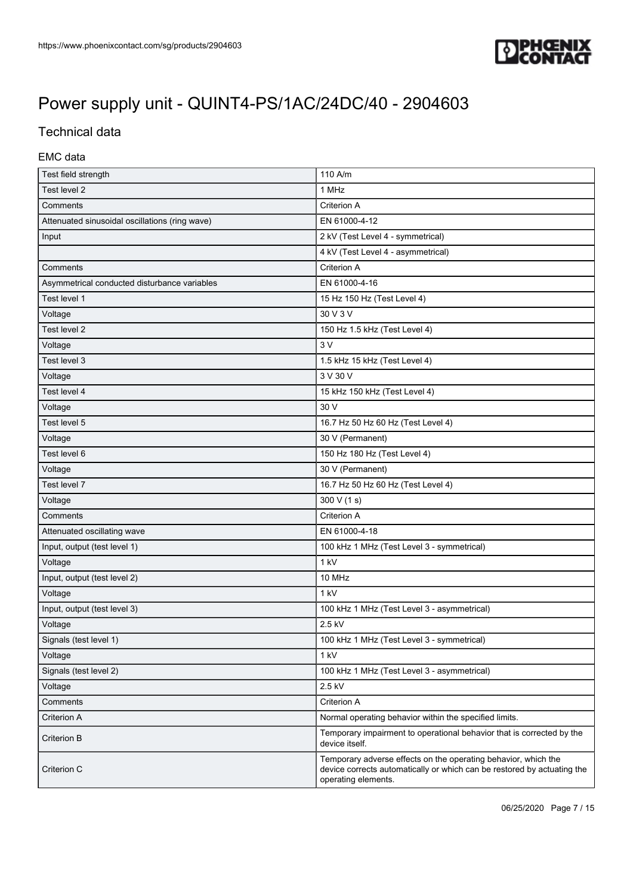# Power supply unit - QUINT4-PS/1AC/24DC/40 - 2904603

## Technical data

### EMC data

| | |
|---|---|
| Test field strength | 110 A/m |
| Test level 2 | 1 MHz |
| Comments | Criterion A |
| Attenuated sinusoidal oscillations (ring wave) | EN 61000-4-12 |
| Input | 2 kV (Test Level 4 - symmetrical) |
| | 4 kV (Test Level 4 - asymmetrical) |
| Comments | Criterion A |
| Asymmetrical conducted disturbance variables | EN 61000-4-16 |
| Test level 1 | 15 Hz 150 Hz (Test Level 4) |
| Voltage | 30 V 3 V |
| Test level 2 | 150 Hz 1.5 kHz (Test Level 4) |
| Voltage | 3 V |
| Test level 3 | 1.5 kHz 15 kHz (Test Level 4) |
| Voltage | 3 V 30 V |
| Test level 4 | 15 kHz 150 kHz (Test Level 4) |
| Voltage | 30 V |
| Test level 5 | 16.7 Hz 50 Hz 60 Hz (Test Level 4) |
| Voltage | 30 V (Permanent) |
| Test level 6 | 150 Hz 180 Hz (Test Level 4) |
| Voltage | 30 V (Permanent) |
| Test level 7 | 16.7 Hz 50 Hz 60 Hz (Test Level 4) |
| Voltage | 300 V (1 s) |
| Comments | Criterion A |
| Attenuated oscillating wave | EN 61000-4-18 |
| Input, output (test level 1) | 100 kHz 1 MHz (Test Level 3 - symmetrical) |
| Voltage | 1 kV |
| Input, output (test level 2) | 10 MHz |
| Voltage | 1 kV |
| Input, output (test level 3) | 100 kHz 1 MHz (Test Level 3 - asymmetrical) |
| Voltage | 2.5 kV |
| Signals (test level 1) | 100 kHz 1 MHz (Test Level 3 - symmetrical) |
| Voltage | 1 kV |
| Signals (test level 2) | 100 kHz 1 MHz (Test Level 3 - asymmetrical) |
| Voltage | 2.5 kV |
| Comments | Criterion A |
| Criterion A | Normal operating behavior within the specified limits. |
| Criterion B | Temporary impairment to operational behavior that is corrected by the device itself. |
| Criterion C | Temporary adverse effects on the operating behavior, which the device corrects automatically or which can be restored by actuating the operating elements. |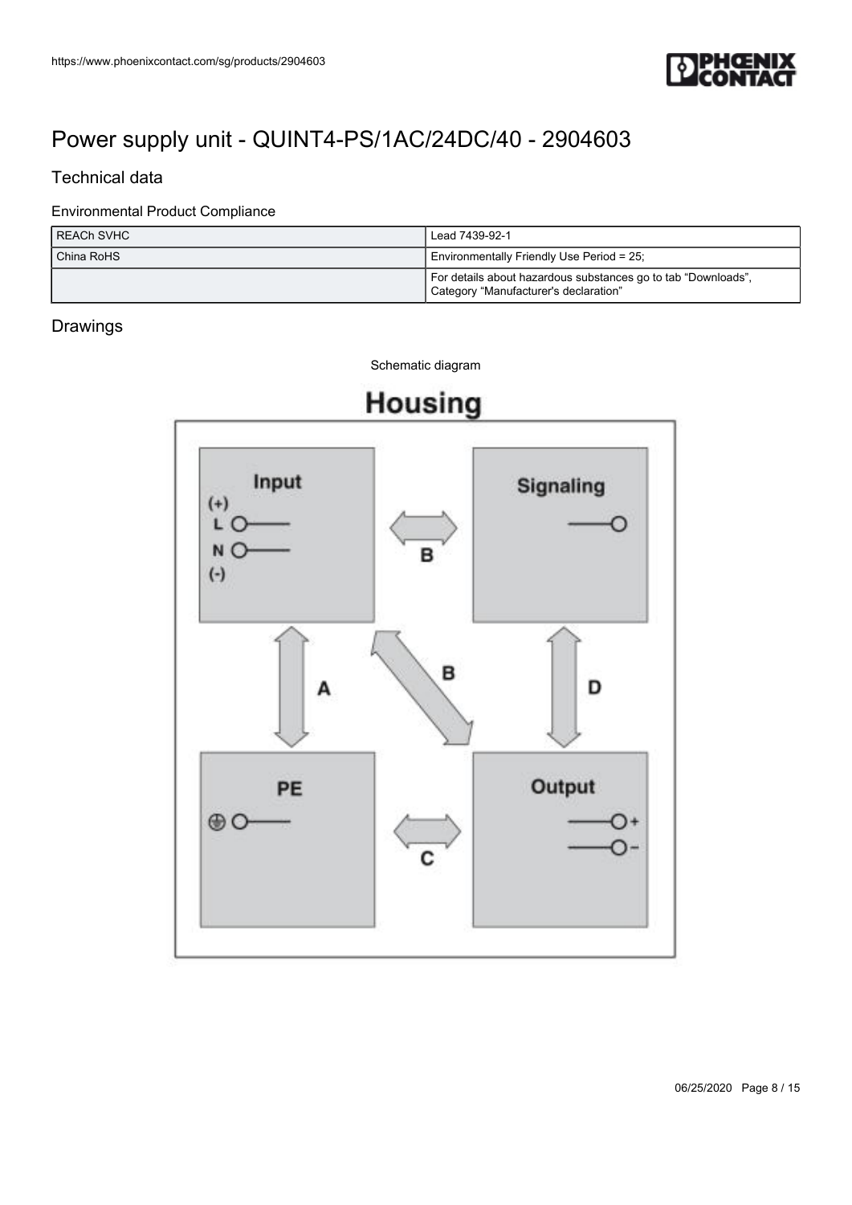# Power supply unit - QUINT4-PS/1AC/24DC/40 - 2904603

## Technical data

### Environmental Product Compliance

| | |
|---|---|
| REACh SVHC | Lead 7439-92-1 |
| China RoHS | Environmentally Friendly Use Period = 25; |
| | For details about hazardous substances go to tab “Downloads”, Category “Manufacturer's declaration” |

## Drawings

Schematic diagram

Housing

Input (+) L N (-)

Signaling

PE

Output + -

A B C D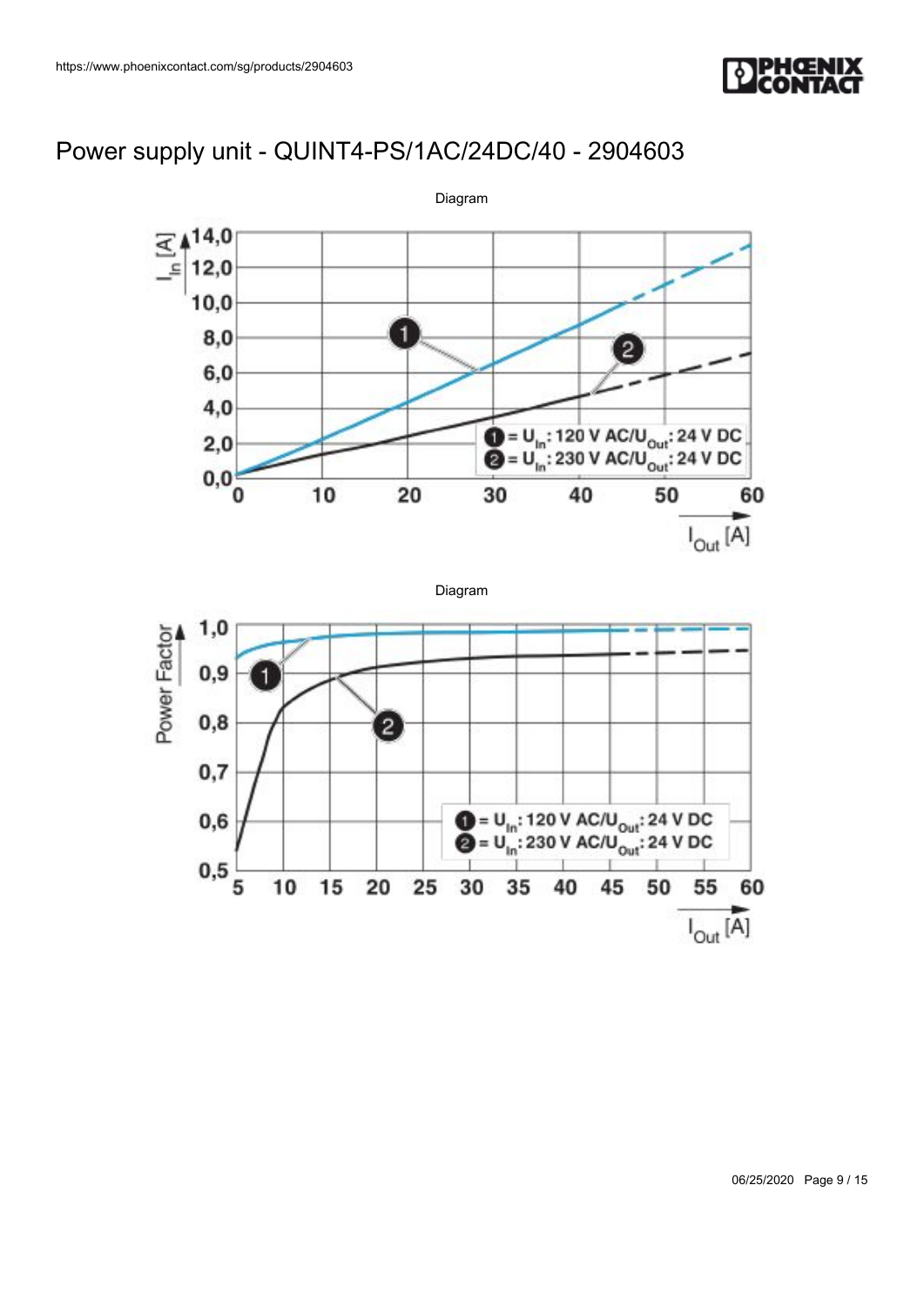# Power supply unit - QUINT4-PS/1AC/24DC/40 - 2904603

Diagram

Diagram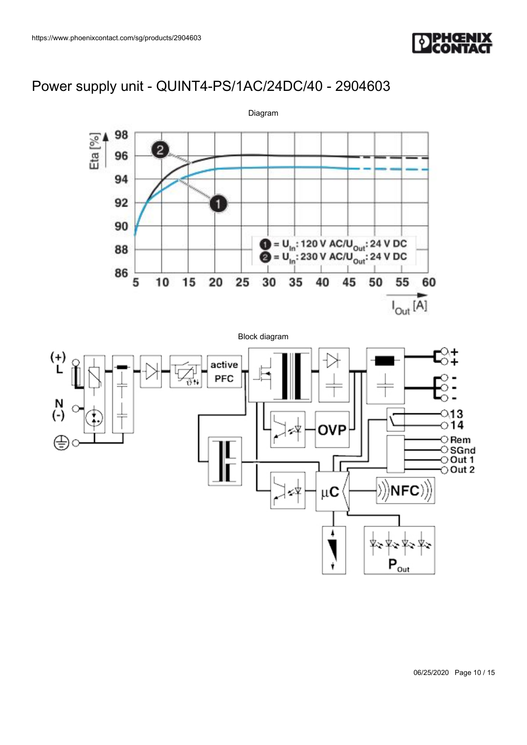# Power supply unit - QUINT4-PS/1AC/24DC/40 - 2904603

Diagram

Block diagram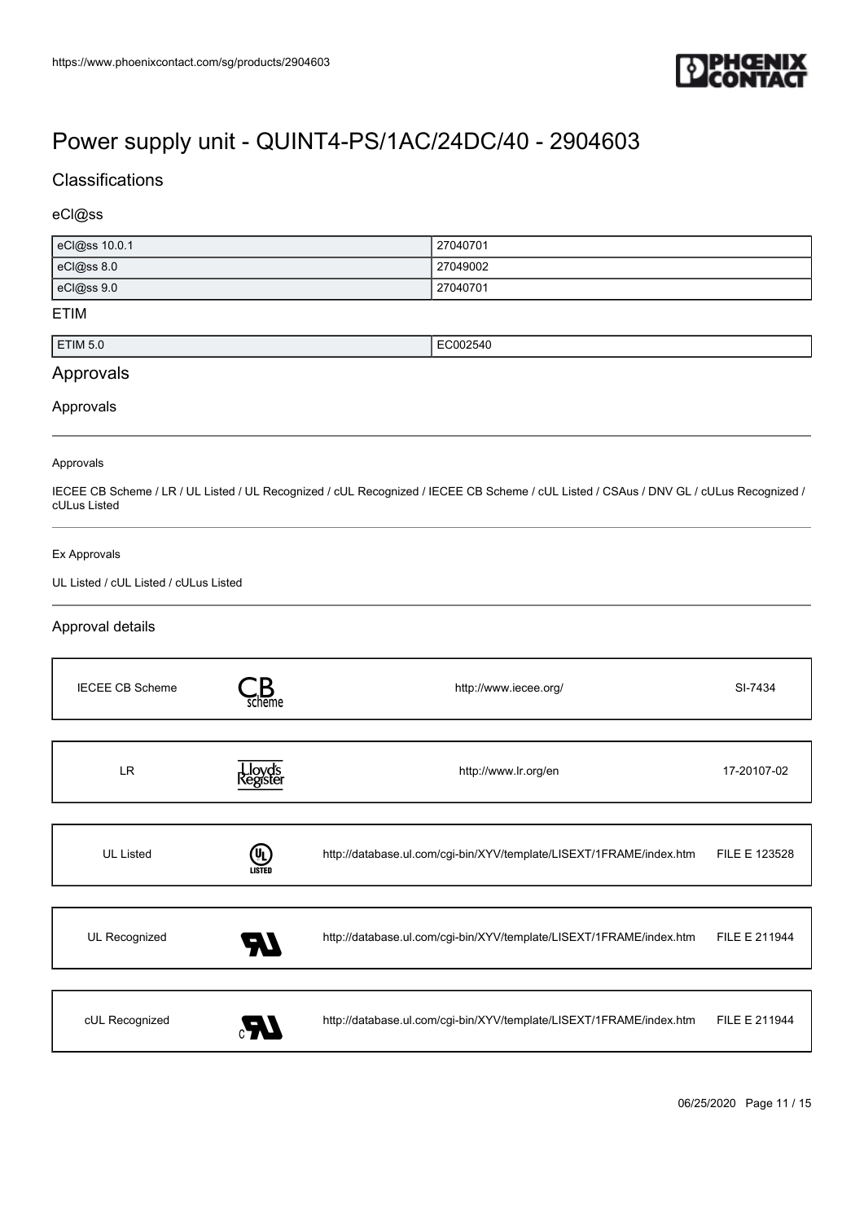# Power supply unit - QUINT4-PS/1AC/24DC/40 - 2904603

## Classifications

### eCl@ss

| | |
|---|---|
| eCl@ss 10.0.1 | 27040701 |
| eCl@ss 8.0 | 27049002 |
| eCl@ss 9.0 | 27040701 |

### ETIM

| | |
|---|---|
| ETIM 5.0 | EC002540 |

## Approvals

### Approvals

Approvals

IECEE CB Scheme / LR / UL Listed / UL Recognized / cUL Recognized / IECEE CB Scheme / cUL Listed / CSAus / DNV GL / cULus Recognized / cULus Listed

Ex Approvals

UL Listed / cUL Listed / cULus Listed

### Approval details

| | | |
|---|---|---|
| IECEE CB Scheme | http://www.iecee.org/ | SI-7434 |

| | | |
|---|---|---|
| LR | http://www.lr.org/en | 17-20107-02 |

| | | |
|---|---|---|
| UL Listed | http://database.ul.com/cgi-bin/XYV/template/LISEXT/1FRAME/index.htm | FILE E 123528 |

| | | |
|---|---|---|
| UL Recognized | http://database.ul.com/cgi-bin/XYV/template/LISEXT/1FRAME/index.htm | FILE E 211944 |

| | | |
|---|---|---|
| cUL Recognized | http://database.ul.com/cgi-bin/XYV/template/LISEXT/1FRAME/index.htm | FILE E 211944 |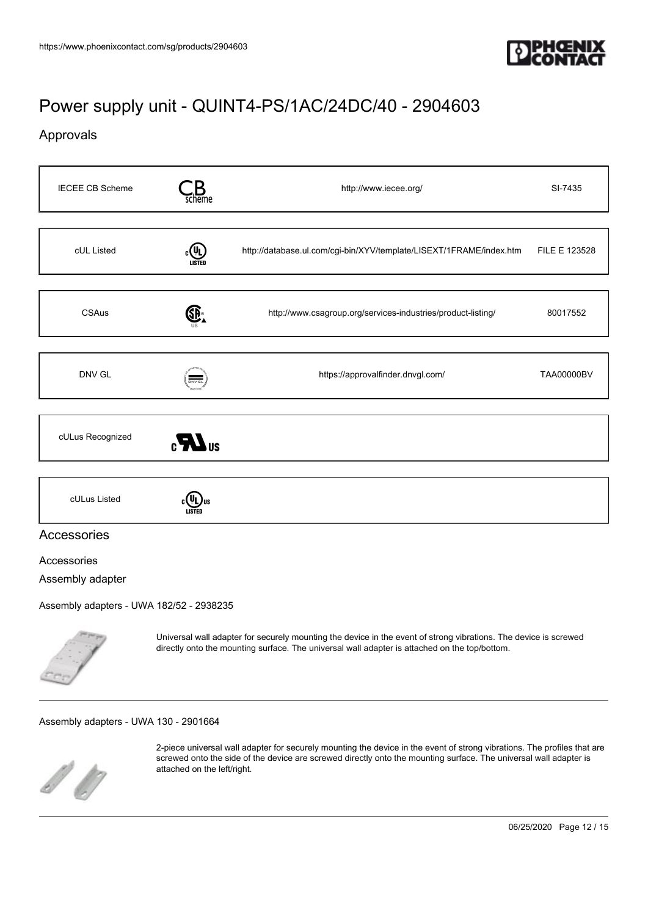# Power supply unit - QUINT4-PS/1AC/24DC/40 - 2904603

## Approvals

| | | | |
|---|---|---|---|
| IECEE CB Scheme | | http://www.iecee.org/ | SI-7435 |
| cUL Listed | | http://database.ul.com/cgi-bin/XYV/template/LISEXT/1FRAME/index.htm | FILE E 123528 |
| CSAus | | http://www.csagroup.org/services-industries/product-listing/ | 80017552 |
| DNV GL | | https://approvalfinder.dnvgl.com/ | TAA00000BV |
| cULus Recognized | | | |
| cULus Listed | | | |

## Accessories

Accessories

Assembly adapter

Assembly adapters - UWA 182/52 - 2938235

Universal wall adapter for securely mounting the device in the event of strong vibrations. The device is screwed directly onto the mounting surface. The universal wall adapter is attached on the top/bottom.

---

Assembly adapters - UWA 130 - 2901664

2-piece universal wall adapter for securely mounting the device in the event of strong vibrations. The profiles that are screwed onto the side of the device are screwed directly onto the mounting surface. The universal wall adapter is attached on the left/right.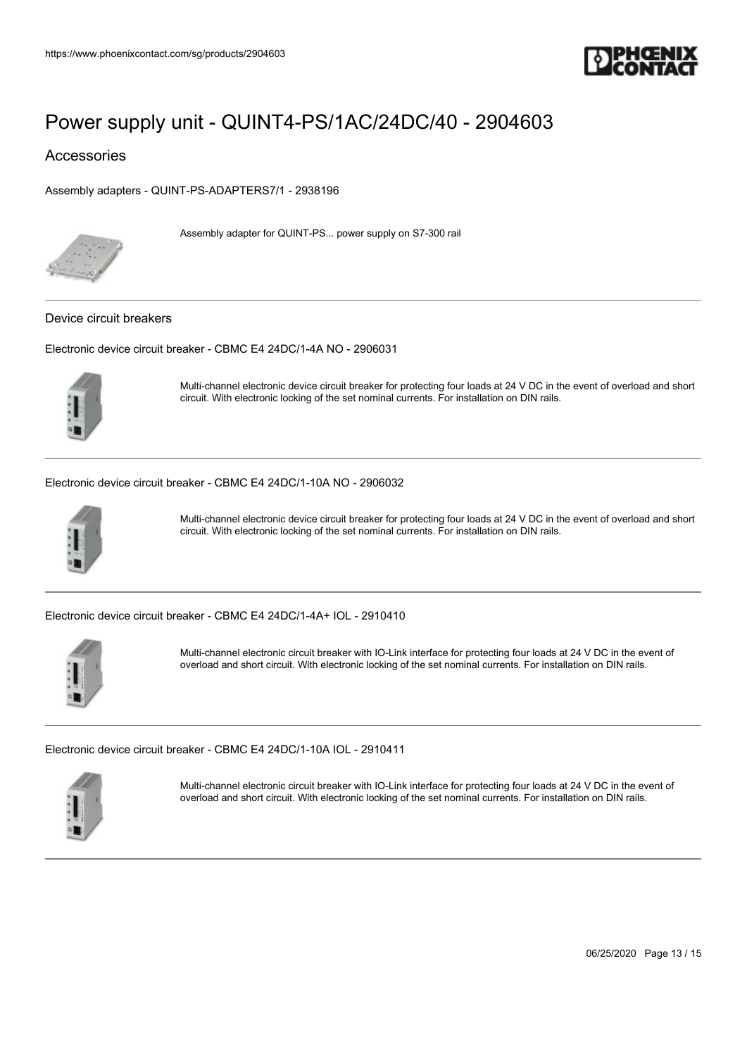# Power supply unit - QUINT4-PS/1AC/24DC/40 - 2904603

## Accessories

Assembly adapters - QUINT-PS-ADAPTERS7/1 - 2938196

Assembly adapter for QUINT-PS... power supply on S7-300 rail

---

Device circuit breakers

Electronic device circuit breaker - CBMC E4 24DC/1-4A NO - 2906031

Multi-channel electronic device circuit breaker for protecting four loads at 24 V DC in the event of overload and short circuit. With electronic locking of the set nominal currents. For installation on DIN rails.

---

Electronic device circuit breaker - CBMC E4 24DC/1-10A NO - 2906032

Multi-channel electronic device circuit breaker for protecting four loads at 24 V DC in the event of overload and short circuit. With electronic locking of the set nominal currents. For installation on DIN rails.

---

Electronic device circuit breaker - CBMC E4 24DC/1-4A+ IOL - 2910410

Multi-channel electronic circuit breaker with IO-Link interface for protecting four loads at 24 V DC in the event of overload and short circuit. With electronic locking of the set nominal currents. For installation on DIN rails.

---

Electronic device circuit breaker - CBMC E4 24DC/1-10A IOL - 2910411

Multi-channel electronic circuit breaker with IO-Link interface for protecting four loads at 24 V DC in the event of overload and short circuit. With electronic locking of the set nominal currents. For installation on DIN rails.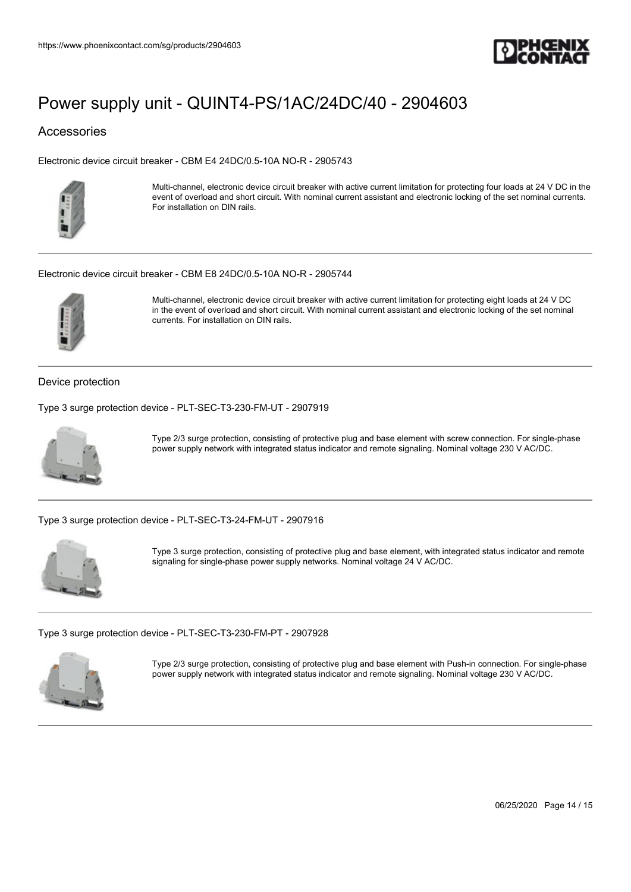# Power supply unit - QUINT4-PS/1AC/24DC/40 - 2904603

## Accessories

Electronic device circuit breaker - CBM E4 24DC/0.5-10A NO-R - 2905743

Multi-channel, electronic device circuit breaker with active current limitation for protecting four loads at 24 V DC in the event of overload and short circuit. With nominal current assistant and electronic locking of the set nominal currents. For installation on DIN rails.

---

Electronic device circuit breaker - CBM E8 24DC/0.5-10A NO-R - 2905744

Multi-channel, electronic device circuit breaker with active current limitation for protecting eight loads at 24 V DC in the event of overload and short circuit. With nominal current assistant and electronic locking of the set nominal currents. For installation on DIN rails.

---

### Device protection

Type 3 surge protection device - PLT-SEC-T3-230-FM-UT - 2907919

Type 2/3 surge protection, consisting of protective plug and base element with screw connection. For single-phase power supply network with integrated status indicator and remote signaling. Nominal voltage 230 V AC/DC.

---

Type 3 surge protection device - PLT-SEC-T3-24-FM-UT - 2907916

Type 3 surge protection, consisting of protective plug and base element, with integrated status indicator and remote signaling for single-phase power supply networks. Nominal voltage 24 V AC/DC.

---

Type 3 surge protection device - PLT-SEC-T3-230-FM-PT - 2907928

Type 2/3 surge protection, consisting of protective plug and base element with Push-in connection. For single-phase power supply network with integrated status indicator and remote signaling. Nominal voltage 230 V AC/DC.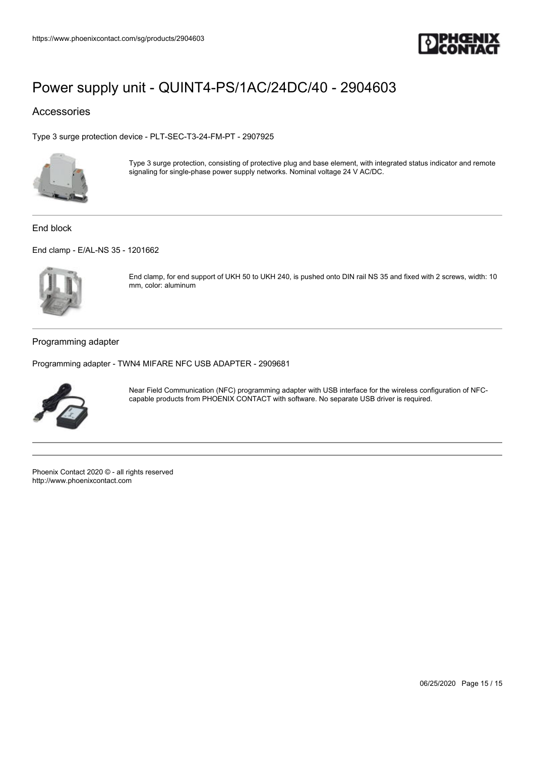# Power supply unit - QUINT4-PS/1AC/24DC/40 - 2904603

## Accessories

Type 3 surge protection device - PLT-SEC-T3-24-FM-PT - 2907925

Type 3 surge protection, consisting of protective plug and base element, with integrated status indicator and remote signaling for single-phase power supply networks. Nominal voltage 24 V AC/DC.

---

### End block

End clamp - E/AL-NS 35 - 1201662

End clamp, for end support of UKH 50 to UKH 240, is pushed onto DIN rail NS 35 and fixed with 2 screws, width: 10 mm, color: aluminum

---

### Programming adapter

Programming adapter - TWN4 MIFARE NFC USB ADAPTER - 2909681

Near Field Communication (NFC) programming adapter with USB interface for the wireless configuration of NFC-capable products from PHOENIX CONTACT with software. No separate USB driver is required.

---

Phoenix Contact 2020 © - all rights reserved
http://www.phoenixcontact.com